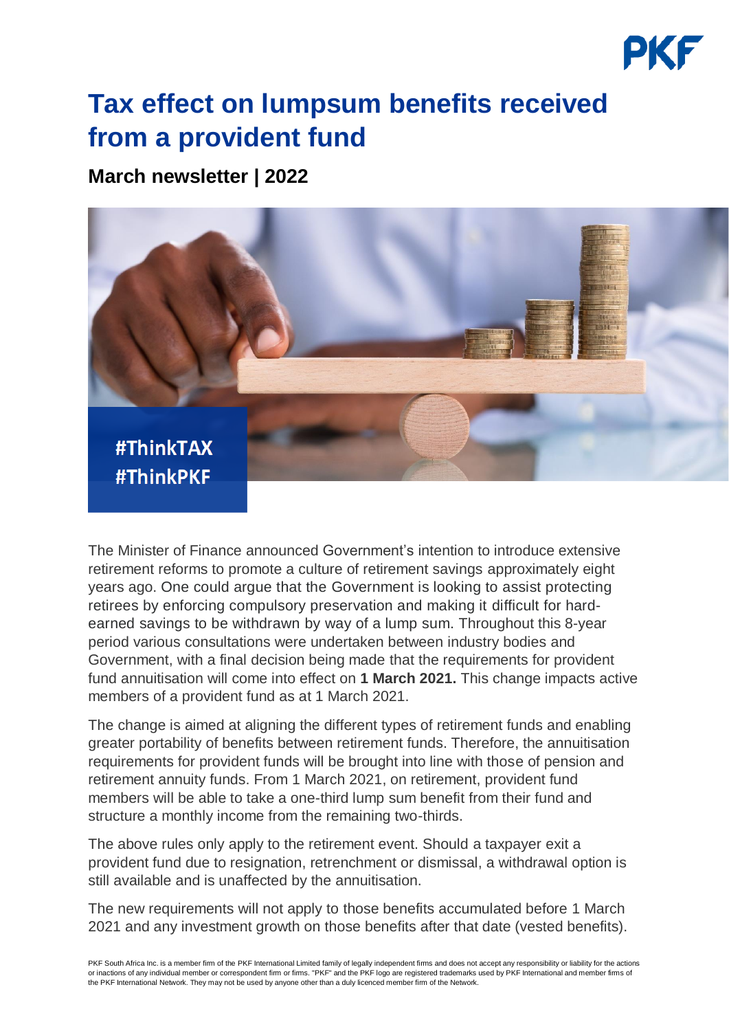# Tax effect on lumpsum benefits received from a provident fund

## March newsletter | 2022

#ThinkTAX
#ThinkPKF

The Minister of Finance announced Government's intention to introduce extensive retirement reforms to promote a culture of retirement savings approximately eight years ago. One could argue that the Government is looking to assist protecting retirees by enforcing compulsory preservation and making it difficult for hard-earned savings to be withdrawn by way of a lump sum. Throughout this 8-year period various consultations were undertaken between industry bodies and Government, with a final decision being made that the requirements for provident fund annuitisation will come into effect on **1 March 2021.** This change impacts active members of a provident fund as at 1 March 2021.

The change is aimed at aligning the different types of retirement funds and enabling greater portability of benefits between retirement funds. Therefore, the annuitisation requirements for provident funds will be brought into line with those of pension and retirement annuity funds. From 1 March 2021, on retirement, provident fund members will be able to take a one-third lump sum benefit from their fund and structure a monthly income from the remaining two-thirds.

The above rules only apply to the retirement event. Should a taxpayer exit a provident fund due to resignation, retrenchment or dismissal, a withdrawal option is still available and is unaffected by the annuitisation.

The new requirements will not apply to those benefits accumulated before 1 March 2021 and any investment growth on those benefits after that date (vested benefits).

PKF South Africa Inc. is a member firm of the PKF International Limited family of legally independent firms and does not accept any responsibility or liability for the actions or inactions of any individual member or correspondent firm or firms. "PKF" and the PKF logo are registered trademarks used by PKF International and member firms of the PKF International Network. They may not be used by anyone other than a duly licenced member firm of the Network.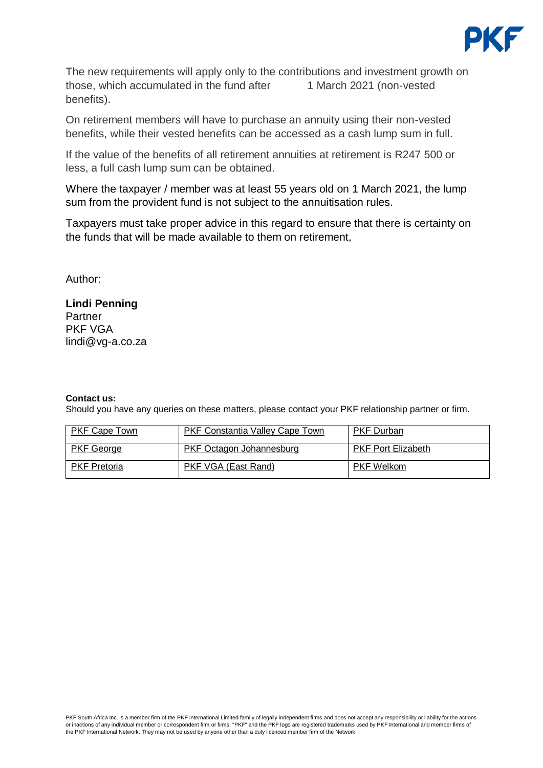The new requirements will apply only to the contributions and investment growth on those, which accumulated in the fund after 1 March 2021 (non-vested benefits).

On retirement members will have to purchase an annuity using their non-vested benefits, while their vested benefits can be accessed as a cash lump sum in full.

If the value of the benefits of all retirement annuities at retirement is R247 500 or less, a full cash lump sum can be obtained.

Where the taxpayer / member was at least 55 years old on 1 March 2021, the lump sum from the provident fund is not subject to the annuitisation rules.

Taxpayers must take proper advice in this regard to ensure that there is certainty on the funds that will be made available to them on retirement,

Author:

**Lindi Penning**
Partner
PKF VGA
lindi@vg-a.co.za

**Contact us:**
Should you have any queries on these matters, please contact your PKF relationship partner or firm.

| | | |
|---|---|---|
| PKF Cape Town | PKF Constantia Valley Cape Town | PKF Durban |
| PKF George | PKF Octagon Johannesburg | PKF Port Elizabeth |
| PKF Pretoria | PKF VGA (East Rand) | PKF Welkom |

PKF South Africa Inc. is a member firm of the PKF International Limited family of legally independent firms and does not accept any responsibility or liability for the actions or inactions of any individual member or correspondent firm or firms. "PKF" and the PKF logo are registered trademarks used by PKF International and member firms of the PKF International Network. They may not be used by anyone other than a duly licenced member firm of the Network.